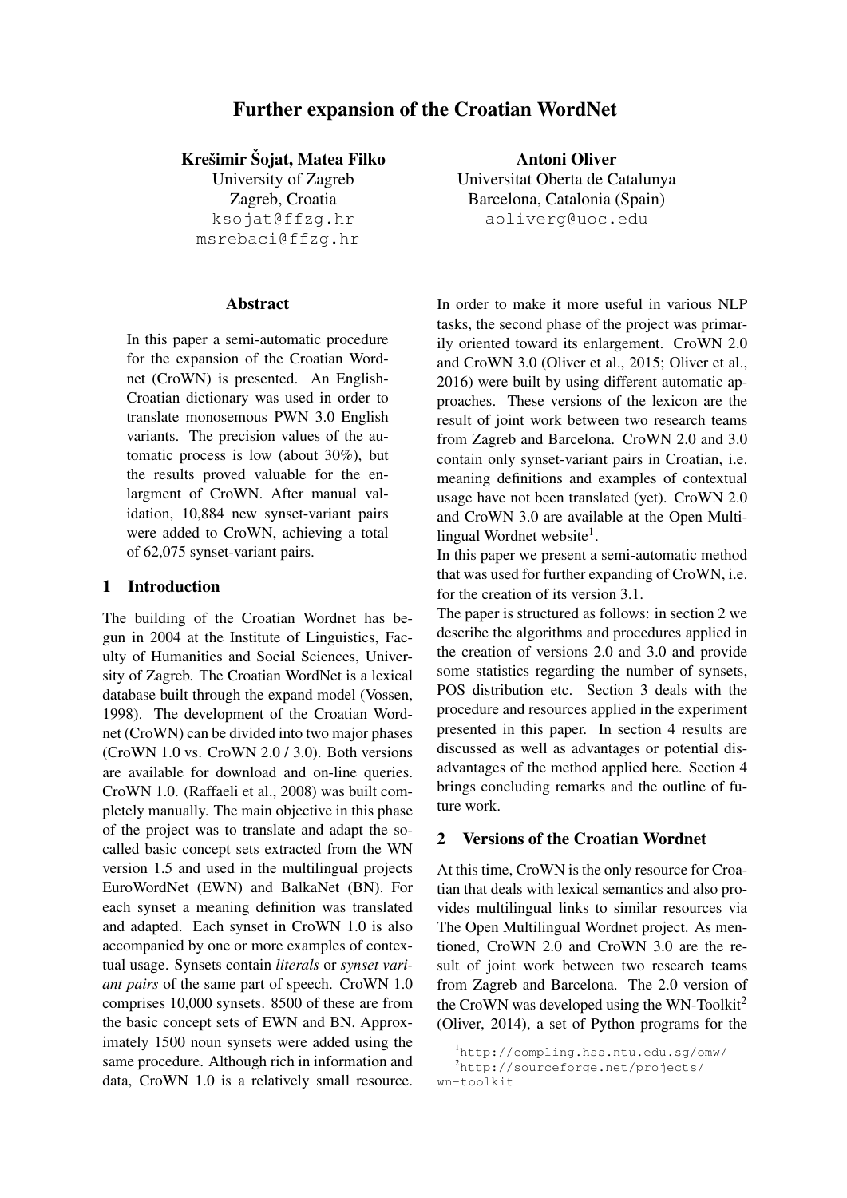# Further expansion of the Croatian WordNet

**Krešimir Šojat, Matea Filko**
University of Zagreb
Zagreb, Croatia
ksojat@ffzg.hr
msrebaci@ffzg.hr

**Antoni Oliver**
Universitat Oberta de Catalunya
Barcelona, Catalonia (Spain)
aoliverg@uoc.edu

## Abstract

In this paper a semi-automatic procedure for the expansion of the Croatian Wordnet (CroWN) is presented. An English-Croatian dictionary was used in order to translate monosemous PWN 3.0 English variants. The precision values of the automatic process is low (about 30%), but the results proved valuable for the enlargment of CroWN. After manual validation, 10,884 new synset-variant pairs were added to CroWN, achieving a total of 62,075 synset-variant pairs.

## 1 Introduction

The building of the Croatian Wordnet has begun in 2004 at the Institute of Linguistics, Faculty of Humanities and Social Sciences, University of Zagreb. The Croatian WordNet is a lexical database built through the expand model (Vossen, 1998). The development of the Croatian Wordnet (CroWN) can be divided into two major phases (CroWN 1.0 vs. CroWN 2.0 / 3.0). Both versions are available for download and on-line queries. CroWN 1.0. (Raffaeli et al., 2008) was built completely manually. The main objective in this phase of the project was to translate and adapt the so-called basic concept sets extracted from the WN version 1.5 and used in the multilingual projects EuroWordNet (EWN) and BalkaNet (BN). For each synset a meaning definition was translated and adapted. Each synset in CroWN 1.0 is also accompanied by one or more examples of contextual usage. Synsets contain *literals* or *synset variant pairs* of the same part of speech. CroWN 1.0 comprises 10,000 synsets. 8500 of these are from the basic concept sets of EWN and BN. Approximately 1500 noun synsets were added using the same procedure. Although rich in information and data, CroWN 1.0 is a relatively small resource. In order to make it more useful in various NLP tasks, the second phase of the project was primarily oriented toward its enlargement. CroWN 2.0 and CroWN 3.0 (Oliver et al., 2015; Oliver et al., 2016) were built by using different automatic approaches. These versions of the lexicon are the result of joint work between two research teams from Zagreb and Barcelona. CroWN 2.0 and 3.0 contain only synset-variant pairs in Croatian, i.e. meaning definitions and examples of contextual usage have not been translated (yet). CroWN 2.0 and CroWN 3.0 are available at the Open Multilingual Wordnet website[1].

In this paper we present a semi-automatic method that was used for further expanding of CroWN, i.e. for the creation of its version 3.1.

The paper is structured as follows: in section 2 we describe the algorithms and procedures applied in the creation of versions 2.0 and 3.0 and provide some statistics regarding the number of synsets, POS distribution etc. Section 3 deals with the procedure and resources applied in the experiment presented in this paper. In section 4 results are discussed as well as advantages or potential disadvantages of the method applied here. Section 4 brings concluding remarks and the outline of future work.

## 2 Versions of the Croatian Wordnet

At this time, CroWN is the only resource for Croatian that deals with lexical semantics and also provides multilingual links to similar resources via The Open Multilingual Wordnet project. As mentioned, CroWN 2.0 and CroWN 3.0 are the result of joint work between two research teams from Zagreb and Barcelona. The 2.0 version of the CroWN was developed using the WN-Toolkit[2] (Oliver, 2014), a set of Python programs for the

[1] http://compling.hss.ntu.edu.sg/omw/
[2] http://sourceforge.net/projects/wn-toolkit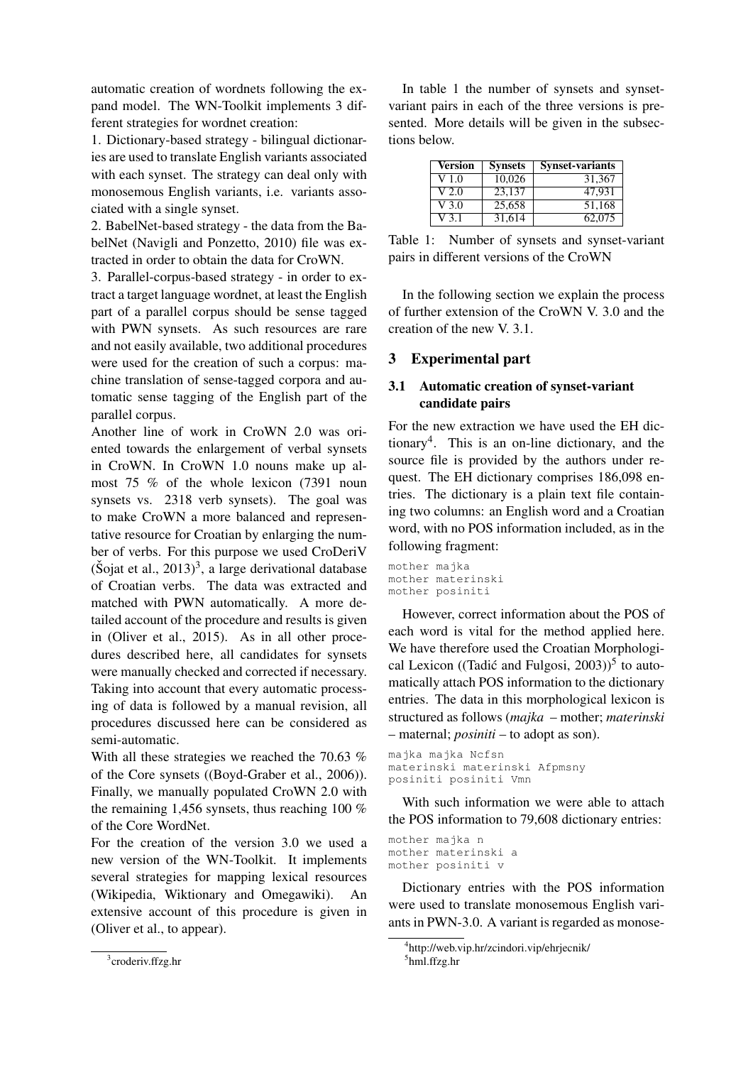automatic creation of wordnets following the expand model. The WN-Toolkit implements 3 different strategies for wordnet creation:

1. Dictionary-based strategy - bilingual dictionaries are used to translate English variants associated with each synset. The strategy can deal only with monosemous English variants, i.e. variants associated with a single synset.
2. BabelNet-based strategy - the data from the BabelNet (Navigli and Ponzetto, 2010) file was extracted in order to obtain the data for CroWN.
3. Parallel-corpus-based strategy - in order to extract a target language wordnet, at least the English part of a parallel corpus should be sense tagged with PWN synsets. As such resources are rare and not easily available, two additional procedures were used for the creation of such a corpus: machine translation of sense-tagged corpora and automatic sense tagging of the English part of the parallel corpus.

Another line of work in CroWN 2.0 was oriented towards the enlargement of verbal synsets in CroWN. In CroWN 1.0 nouns make up almost 75 % of the whole lexicon (7391 noun synsets vs. 2318 verb synsets). The goal was to make CroWN a more balanced and representative resource for Croatian by enlarging the number of verbs. For this purpose we used CroDeriV (Šojat et al., 2013)[3], a large derivational database of Croatian verbs. The data was extracted and matched with PWN automatically. A more detailed account of the procedure and results is given in (Oliver et al., 2015). As in all other procedures described here, all candidates for synsets were manually checked and corrected if necessary. Taking into account that every automatic processing of data is followed by a manual revision, all procedures discussed here can be considered as semi-automatic.

With all these strategies we reached the 70.63 % of the Core synsets ((Boyd-Graber et al., 2006)). Finally, we manually populated CroWN 2.0 with the remaining 1,456 synsets, thus reaching 100 % of the Core WordNet.

For the creation of the version 3.0 we used a new version of the WN-Toolkit. It implements several strategies for mapping lexical resources (Wikipedia, Wiktionary and Omegawiki). An extensive account of this procedure is given in (Oliver et al., to appear).

[3] croderiv.ffzg.hr

In table 1 the number of synsets and synset-variant pairs in each of the three versions is presented. More details will be given in the subsections below.

| Version | Synsets | Synset-variants |
|---|---|---|
| V 1.0 | 10,026 | 31,367 |
| V 2.0 | 23,137 | 47,931 |
| V 3.0 | 25,658 | 51,168 |
| V 3.1 | 31,614 | 62,075 |

Table 1: Number of synsets and synset-variant pairs in different versions of the CroWN

In the following section we explain the process of further extension of the CroWN V. 3.0 and the creation of the new V. 3.1.

## 3 Experimental part

### 3.1 Automatic creation of synset-variant candidate pairs

For the new extraction we have used the EH dictionary[4]. This is an on-line dictionary, and the source file is provided by the authors under request. The EH dictionary comprises 186,098 entries. The dictionary is a plain text file containing two columns: an English word and a Croatian word, with no POS information included, as in the following fragment:

```
mother majka
mother materinski
mother posiniti
```

However, correct information about the POS of each word is vital for the method applied here. We have therefore used the Croatian Morphological Lexicon ((Tadić and Fulgosi, 2003))[5] to automatically attach POS information to the dictionary entries. The data in this morphological lexicon is structured as follows (*majka* – mother; *materinski* – maternal; *posiniti* – to adopt as son).

```
majka majka Ncfsn
materinski materinski Afpmsny
posiniti posiniti Vmn
```

With such information we were able to attach the POS information to 79,608 dictionary entries:

```
mother majka n
mother materinski a
mother posiniti v
```

Dictionary entries with the POS information were used to translate monosemous English variants in PWN-3.0. A variant is regarded as monose-

[4] http://web.vip.hr/zcindori.vip/ehrjecnik/

[5] hml.ffzg.hr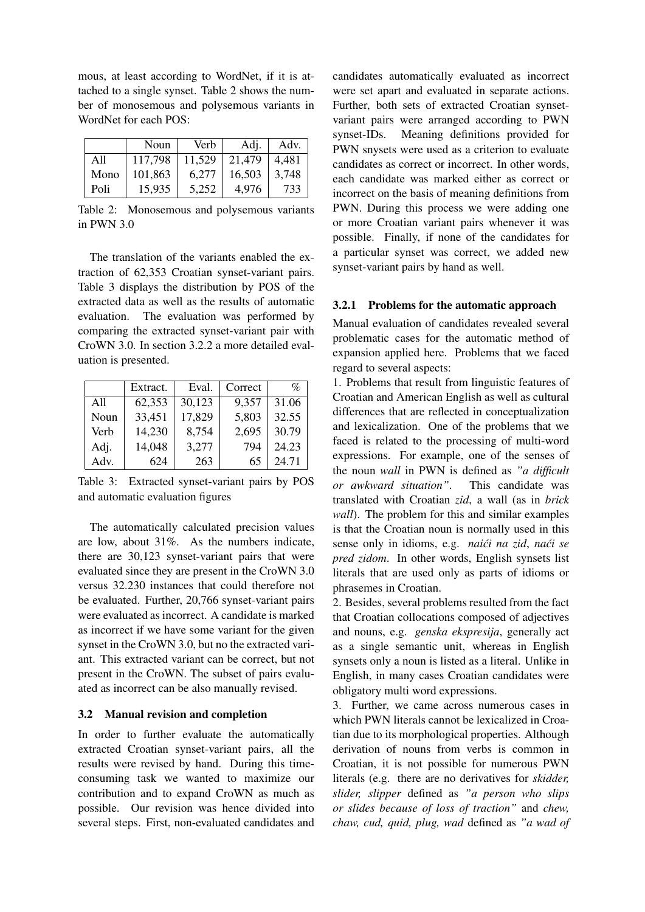mous, at least according to WordNet, if it is attached to a single synset. Table 2 shows the number of monosemous and polysemous variants in WordNet for each POS:

| | Noun | Verb | Adj. | Adv. |
|---|---|---|---|---|
| All | 117,798 | 11,529 | 21,479 | 4,481 |
| Mono | 101,863 | 6,277 | 16,503 | 3,748 |
| Poli | 15,935 | 5,252 | 4,976 | 733 |

Table 2: Monosemous and polysemous variants in PWN 3.0

The translation of the variants enabled the extraction of 62,353 Croatian synset-variant pairs. Table 3 displays the distribution by POS of the extracted data as well as the results of automatic evaluation. The evaluation was performed by comparing the extracted synset-variant pair with CroWN 3.0. In section 3.2.2 a more detailed evaluation is presented.

| | Extract. | Eval. | Correct | % |
|---|---|---|---|---|
| All | 62,353 | 30,123 | 9,357 | 31.06 |
| Noun | 33,451 | 17,829 | 5,803 | 32.55 |
| Verb | 14,230 | 8,754 | 2,695 | 30.79 |
| Adj. | 14,048 | 3,277 | 794 | 24.23 |
| Adv. | 624 | 263 | 65 | 24.71 |

Table 3: Extracted synset-variant pairs by POS and automatic evaluation figures

The automatically calculated precision values are low, about 31%. As the numbers indicate, there are 30,123 synset-variant pairs that were evaluated since they are present in the CroWN 3.0 versus 32.230 instances that could therefore not be evaluated. Further, 20,766 synset-variant pairs were evaluated as incorrect. A candidate is marked as incorrect if we have some variant for the given synset in the CroWN 3.0, but no the extracted variant. This extracted variant can be correct, but not present in the CroWN. The subset of pairs evaluated as incorrect can be also manually revised.

### 3.2 Manual revision and completion

In order to further evaluate the automatically extracted Croatian synset-variant pairs, all the results were revised by hand. During this time-consuming task we wanted to maximize our contribution and to expand CroWN as much as possible. Our revision was hence divided into several steps. First, non-evaluated candidates and candidates automatically evaluated as incorrect were set apart and evaluated in separate actions. Further, both sets of extracted Croatian synset-variant pairs were arranged according to PWN synset-IDs. Meaning definitions provided for PWN snysets were used as a criterion to evaluate candidates as correct or incorrect. In other words, each candidate was marked either as correct or incorrect on the basis of meaning definitions from PWN. During this process we were adding one or more Croatian variant pairs whenever it was possible. Finally, if none of the candidates for a particular synset was correct, we added new synset-variant pairs by hand as well.

#### 3.2.1 Problems for the automatic approach

Manual evaluation of candidates revealed several problematic cases for the automatic method of expansion applied here. Problems that we faced regard to several aspects:

1. Problems that result from linguistic features of Croatian and American English as well as cultural differences that are reflected in conceptualization and lexicalization. One of the problems that we faced is related to the processing of multi-word expressions. For example, one of the senses of the noun *wall* in PWN is defined as *"a difficult or awkward situation"*. This candidate was translated with Croatian *zid*, a wall (as in *brick wall*). The problem for this and similar examples is that the Croatian noun is normally used in this sense only in idioms, e.g. *naići na zid*, *naći se pred zidom*. In other words, English synsets list literals that are used only as parts of idioms or phrasemes in Croatian.
2. Besides, several problems resulted from the fact that Croatian collocations composed of adjectives and nouns, e.g. *genska ekspresija*, generally act as a single semantic unit, whereas in English synsets only a noun is listed as a literal. Unlike in English, in many cases Croatian candidates were obligatory multi word expressions.
3. Further, we came across numerous cases in which PWN literals cannot be lexicalized in Croatian due to its morphological properties. Although derivation of nouns from verbs is common in Croatian, it is not possible for numerous PWN literals (e.g. there are no derivatives for *skidder, slider, slipper* defined as *"a person who slips or slides because of loss of traction"* and *chew, chaw, cud, quid, plug, wad* defined as *"a wad of*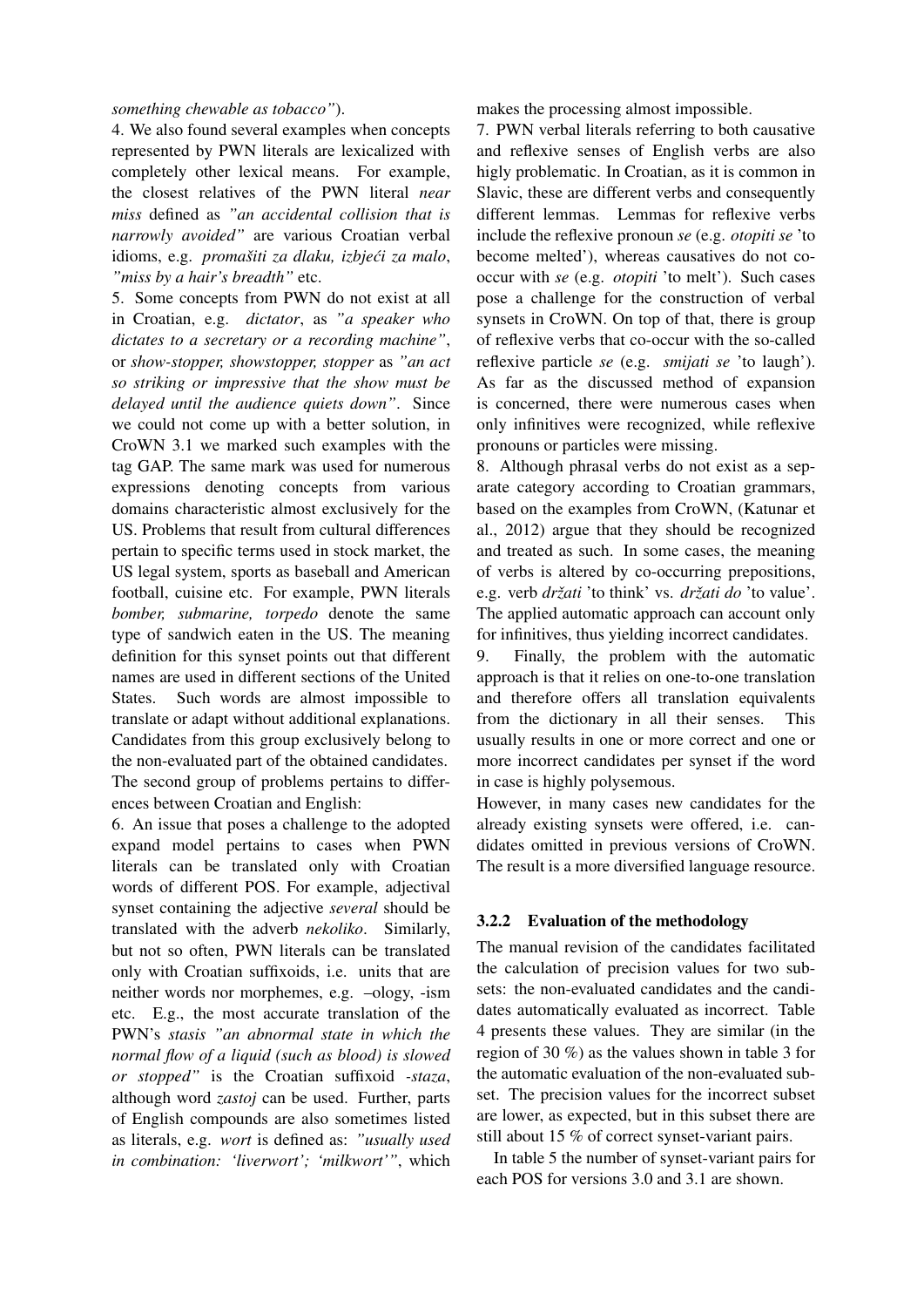*something chewable as tobacco"*).

4. We also found several examples when concepts represented by PWN literals are lexicalized with completely other lexical means. For example, the closest relatives of the PWN literal *near miss* defined as *"an accidental collision that is narrowly avoided"* are various Croatian verbal idioms, e.g. *promašiti za dlaku, izbjeći za malo*, *"miss by a hair's breadth"* etc.

5. Some concepts from PWN do not exist at all in Croatian, e.g. *dictator*, as *"a speaker who dictates to a secretary or a recording machine"*, or *show-stopper, showstopper, stopper* as *"an act so striking or impressive that the show must be delayed until the audience quiets down"*. Since we could not come up with a better solution, in CroWN 3.1 we marked such examples with the tag GAP. The same mark was used for numerous expressions denoting concepts from various domains characteristic almost exclusively for the US. Problems that result from cultural differences pertain to specific terms used in stock market, the US legal system, sports as baseball and American football, cuisine etc. For example, PWN literals *bomber, submarine, torpedo* denote the same type of sandwich eaten in the US. The meaning definition for this synset points out that different names are used in different sections of the United States. Such words are almost impossible to translate or adapt without additional explanations. Candidates from this group exclusively belong to the non-evaluated part of the obtained candidates.

The second group of problems pertains to differences between Croatian and English:

6. An issue that poses a challenge to the adopted expand model pertains to cases when PWN literals can be translated only with Croatian words of different POS. For example, adjectival synset containing the adjective *several* should be translated with the adverb *nekoliko*. Similarly, but not so often, PWN literals can be translated only with Croatian suffixoids, i.e. units that are neither words nor morphemes, e.g. –ology, -ism etc. E.g., the most accurate translation of the PWN's *stasis "an abnormal state in which the normal flow of a liquid (such as blood) is slowed or stopped"* is the Croatian suffixoid *-staza*, although word *zastoj* can be used. Further, parts of English compounds are also sometimes listed as literals, e.g. *wort* is defined as: *"usually used in combination: 'liverwort'; 'milkwort'"*, which makes the processing almost impossible.

7. PWN verbal literals referring to both causative and reflexive senses of English verbs are also higly problematic. In Croatian, as it is common in Slavic, these are different verbs and consequently different lemmas. Lemmas for reflexive verbs include the reflexive pronoun *se* (e.g. *otopiti se* 'to become melted'), whereas causatives do not cooccur with *se* (e.g. *otopiti* 'to melt'). Such cases pose a challenge for the construction of verbal synsets in CroWN. On top of that, there is group of reflexive verbs that co-occur with the so-called reflexive particle *se* (e.g. *smijati se* 'to laugh'). As far as the discussed method of expansion is concerned, there were numerous cases when only infinitives were recognized, while reflexive pronouns or particles were missing.

8. Although phrasal verbs do not exist as a separate category according to Croatian grammars, based on the examples from CroWN, (Katunar et al., 2012) argue that they should be recognized and treated as such. In some cases, the meaning of verbs is altered by co-occurring prepositions, e.g. verb *držati* 'to think' vs. *držati do* 'to value'. The applied automatic approach can account only for infinitives, thus yielding incorrect candidates.

9. Finally, the problem with the automatic approach is that it relies on one-to-one translation and therefore offers all translation equivalents from the dictionary in all their senses. This usually results in one or more correct and one or more incorrect candidates per synset if the word in case is highly polysemous.

However, in many cases new candidates for the already existing synsets were offered, i.e. candidates omitted in previous versions of CroWN. The result is a more diversified language resource.

#### 3.2.2 Evaluation of the methodology

The manual revision of the candidates facilitated the calculation of precision values for two subsets: the non-evaluated candidates and the candidates automatically evaluated as incorrect. Table 4 presents these values. They are similar (in the region of 30 %) as the values shown in table 3 for the automatic evaluation of the non-evaluated subset. The precision values for the incorrect subset are lower, as expected, but in this subset there are still about 15 % of correct synset-variant pairs.

In table 5 the number of synset-variant pairs for each POS for versions 3.0 and 3.1 are shown.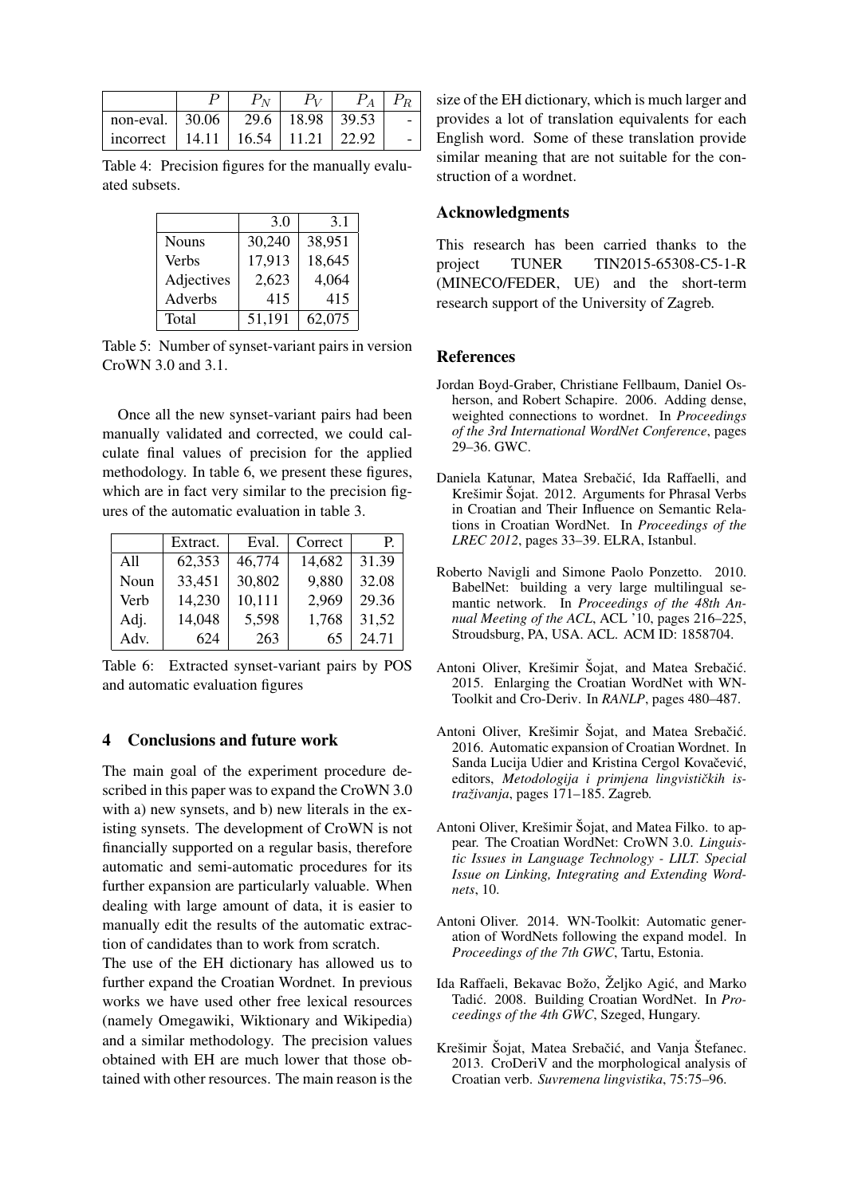|  | $P$ | $P_N$ | $P_V$ | $P_A$ | $P_R$ |
|---|---|---|---|---|---|
| non-eval. | 30.06 | 29.6 | 18.98 | 39.53 | - |
| incorrect | 14.11 | 16.54 | 11.21 | 22.92 | - |

Table 4: Precision figures for the manually evaluated subsets.

|  | 3.0 | 3.1 |
|---|---|---|
| Nouns | 30,240 | 38,951 |
| Verbs | 17,913 | 18,645 |
| Adjectives | 2,623 | 4,064 |
| Adverbs | 415 | 415 |
| Total | 51,191 | 62,075 |

Table 5: Number of synset-variant pairs in version CroWN 3.0 and 3.1.

Once all the new synset-variant pairs had been manually validated and corrected, we could calculate final values of precision for the applied methodology. In table 6, we present these figures, which are in fact very similar to the precision figures of the automatic evaluation in table 3.

|  | Extract. | Eval. | Correct | P. |
|---|---|---|---|---|
| All | 62,353 | 46,774 | 14,682 | 31.39 |
| Noun | 33,451 | 30,802 | 9,880 | 32.08 |
| Verb | 14,230 | 10,111 | 2,969 | 29.36 |
| Adj. | 14,048 | 5,598 | 1,768 | 31,52 |
| Adv. | 624 | 263 | 65 | 24.71 |

Table 6: Extracted synset-variant pairs by POS and automatic evaluation figures

## 4 Conclusions and future work

The main goal of the experiment procedure described in this paper was to expand the CroWN 3.0 with a) new synsets, and b) new literals in the existing synsets. The development of CroWN is not financially supported on a regular basis, therefore automatic and semi-automatic procedures for its further expansion are particularly valuable. When dealing with large amount of data, it is easier to manually edit the results of the automatic extraction of candidates than to work from scratch.

The use of the EH dictionary has allowed us to further expand the Croatian Wordnet. In previous works we have used other free lexical resources (namely Omegawiki, Wiktionary and Wikipedia) and a similar methodology. The precision values obtained with EH are much lower that those obtained with other resources. The main reason is the size of the EH dictionary, which is much larger and provides a lot of translation equivalents for each English word. Some of these translation provide similar meaning that are not suitable for the construction of a wordnet.

## Acknowledgments

This research has been carried thanks to the project TUNER TIN2015-65308-C5-1-R (MINECO/FEDER, UE) and the short-term research support of the University of Zagreb.

## References

Jordan Boyd-Graber, Christiane Fellbaum, Daniel Osherson, and Robert Schapire. 2006. Adding dense, weighted connections to wordnet. In *Proceedings of the 3rd International WordNet Conference*, pages 29–36. GWC.

Daniela Katunar, Matea Srebačić, Ida Raffaelli, and Krešimir Šojat. 2012. Arguments for Phrasal Verbs in Croatian and Their Influence on Semantic Relations in Croatian WordNet. In *Proceedings of the LREC 2012*, pages 33–39. ELRA, Istanbul.

Roberto Navigli and Simone Paolo Ponzetto. 2010. BabelNet: building a very large multilingual semantic network. In *Proceedings of the 48th Annual Meeting of the ACL*, ACL '10, pages 216–225, Stroudsburg, PA, USA. ACL. ACM ID: 1858704.

Antoni Oliver, Krešimir Šojat, and Matea Srebačić. 2015. Enlarging the Croatian WordNet with WN-Toolkit and Cro-Deriv. In *RANLP*, pages 480–487.

Antoni Oliver, Krešimir Šojat, and Matea Srebačić. 2016. Automatic expansion of Croatian Wordnet. In Sanda Lucija Udier and Kristina Cergol Kovačević, editors, *Metodologija i primjena lingvističkih istraživanja*, pages 171–185. Zagreb.

Antoni Oliver, Krešimir Šojat, and Matea Filko. to appear. The Croatian WordNet: CroWN 3.0. *Linguistic Issues in Language Technology - LILT. Special Issue on Linking, Integrating and Extending Wordnets*, 10.

Antoni Oliver. 2014. WN-Toolkit: Automatic generation of WordNets following the expand model. In *Proceedings of the 7th GWC*, Tartu, Estonia.

Ida Raffaeli, Bekavac Božo, Željko Agić, and Marko Tadić. 2008. Building Croatian WordNet. In *Proceedings of the 4th GWC*, Szeged, Hungary.

Krešimir Šojat, Matea Srebačić, and Vanja Štefanec. 2013. CroDeriV and the morphological analysis of Croatian verb. *Suvremena lingvistika*, 75:75–96.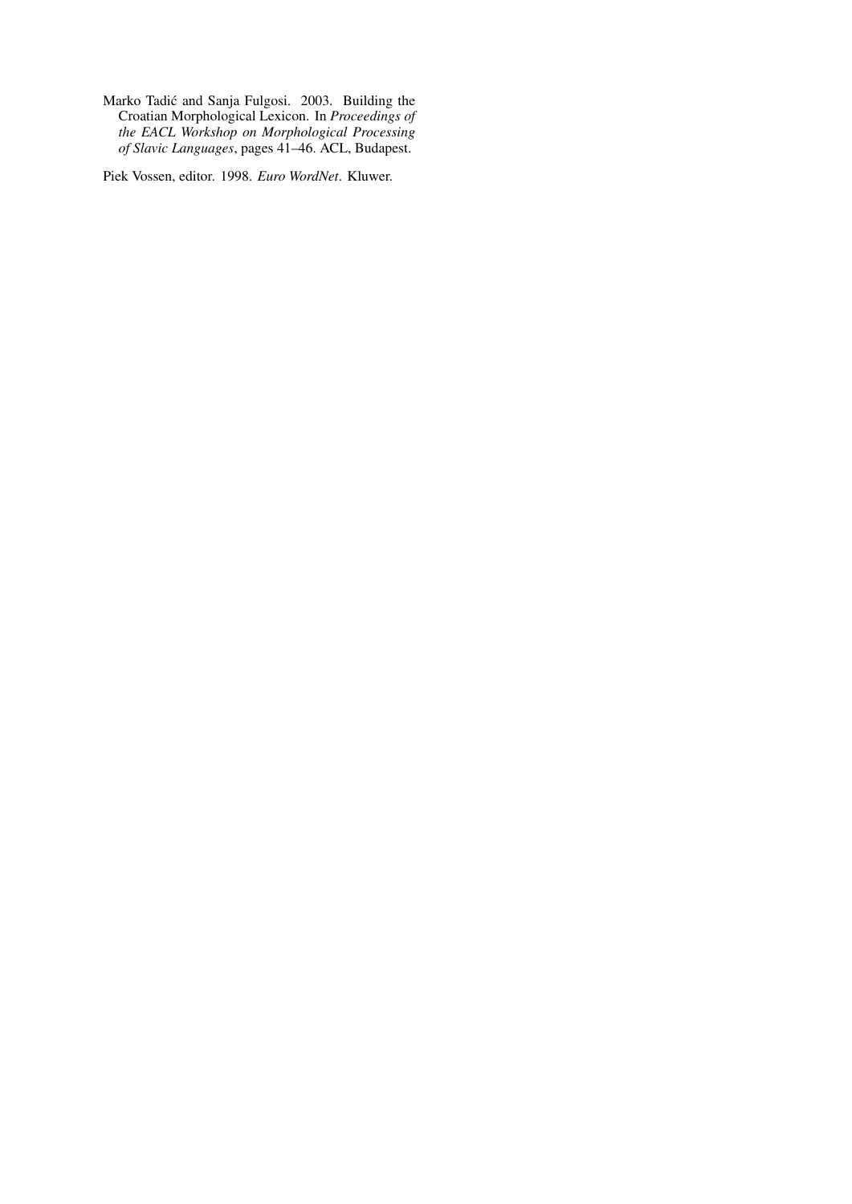Marko Tadić and Sanja Fulgosi. 2003. Building the Croatian Morphological Lexicon. In *Proceedings of the EACL Workshop on Morphological Processing of Slavic Languages*, pages 41–46. ACL, Budapest.

Piek Vossen, editor. 1998. *Euro WordNet*. Kluwer.